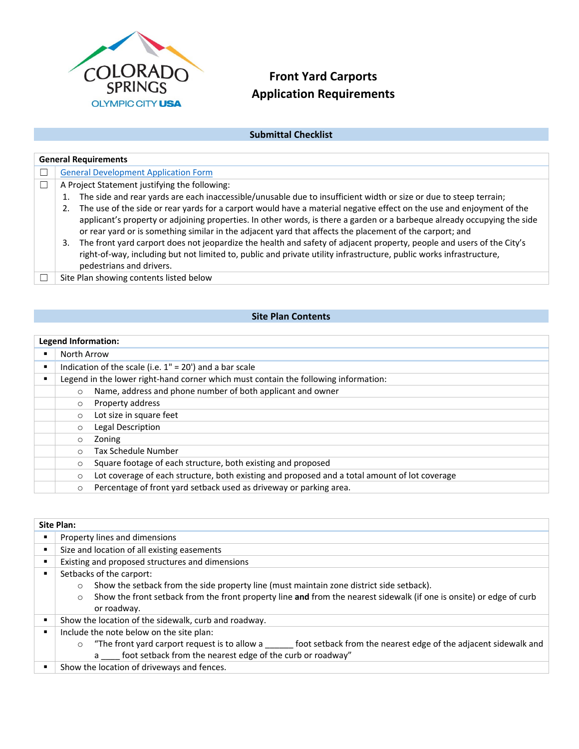COLORADO SPRINGS
OLYMPIC CITY USA

# Front Yard Carports Application Requirements

## Submittal Checklist

**General Requirements**

- ☐ General Development Application Form
- ☐ A Project Statement justifying the following:
  1. The side and rear yards are each inaccessible/unusable due to insufficient width or size or due to steep terrain;
  2. The use of the side or rear yards for a carport would have a material negative effect on the use and enjoyment of the applicant's property or adjoining properties. In other words, is there a garden or a barbeque already occupying the side or rear yard or is something similar in the adjacent yard that affects the placement of the carport; and
  3. The front yard carport does not jeopardize the health and safety of adjacent property, people and users of the City's right-of-way, including but not limited to, public and private utility infrastructure, public works infrastructure, pedestrians and drivers.
- ☐ Site Plan showing contents listed below

## Site Plan Contents

**Legend Information:**

- North Arrow
- Indication of the scale (i.e. 1" = 20') and a bar scale
- Legend in the lower right-hand corner which must contain the following information:
  - Name, address and phone number of both applicant and owner
  - Property address
  - Lot size in square feet
  - Legal Description
  - Zoning
  - Tax Schedule Number
  - Square footage of each structure, both existing and proposed
  - Lot coverage of each structure, both existing and proposed and a total amount of lot coverage
  - Percentage of front yard setback used as driveway or parking area.

**Site Plan:**

- Property lines and dimensions
- Size and location of all existing easements
- Existing and proposed structures and dimensions
- Setbacks of the carport:
  - Show the setback from the side property line (must maintain zone district side setback).
  - Show the front setback from the front property line **and** from the nearest sidewalk (if one is onsite) or edge of curb or roadway.
- Show the location of the sidewalk, curb and roadway.
- Include the note below on the site plan:
  - "The front yard carport request is to allow a ______ foot setback from the nearest edge of the adjacent sidewalk and a ____ foot setback from the nearest edge of the curb or roadway"
- Show the location of driveways and fences.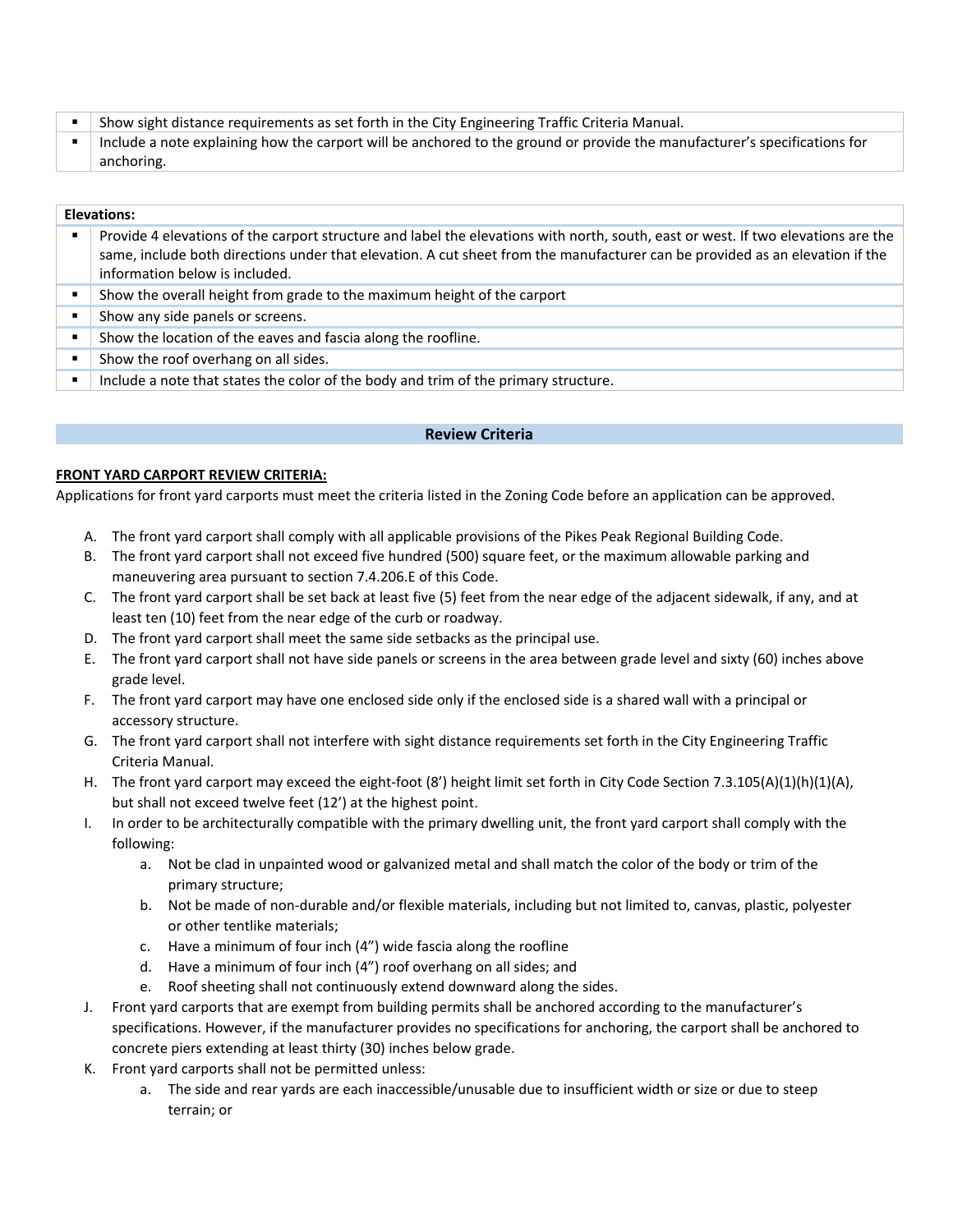| ▪ | Show sight distance requirements as set forth in the City Engineering Traffic Criteria Manual. |
|---|---|
| ▪ | Include a note explaining how the carport will be anchored to the ground or provide the manufacturer's specifications for anchoring. |

| **Elevations:** | |
|---|---|
| ▪ | Provide 4 elevations of the carport structure and label the elevations with north, south, east or west. If two elevations are the same, include both directions under that elevation. A cut sheet from the manufacturer can be provided as an elevation if the information below is included. |
| ▪ | Show the overall height from grade to the maximum height of the carport |
| ▪ | Show any side panels or screens. |
| ▪ | Show the location of the eaves and fascia along the roofline. |
| ▪ | Show the roof overhang on all sides. |
| ▪ | Include a note that states the color of the body and trim of the primary structure. |

## Review Criteria

**FRONT YARD CARPORT REVIEW CRITERIA:**

Applications for front yard carports must meet the criteria listed in the Zoning Code before an application can be approved.

A. The front yard carport shall comply with all applicable provisions of the Pikes Peak Regional Building Code.
B. The front yard carport shall not exceed five hundred (500) square feet, or the maximum allowable parking and maneuvering area pursuant to section 7.4.206.E of this Code.
C. The front yard carport shall be set back at least five (5) feet from the near edge of the adjacent sidewalk, if any, and at least ten (10) feet from the near edge of the curb or roadway.
D. The front yard carport shall meet the same side setbacks as the principal use.
E. The front yard carport shall not have side panels or screens in the area between grade level and sixty (60) inches above grade level.
F. The front yard carport may have one enclosed side only if the enclosed side is a shared wall with a principal or accessory structure.
G. The front yard carport shall not interfere with sight distance requirements set forth in the City Engineering Traffic Criteria Manual.
H. The front yard carport may exceed the eight-foot (8') height limit set forth in City Code Section 7.3.105(A)(1)(h)(1)(A), but shall not exceed twelve feet (12') at the highest point.
I. In order to be architecturally compatible with the primary dwelling unit, the front yard carport shall comply with the following:
   a. Not be clad in unpainted wood or galvanized metal and shall match the color of the body or trim of the primary structure;
   b. Not be made of non-durable and/or flexible materials, including but not limited to, canvas, plastic, polyester or other tentlike materials;
   c. Have a minimum of four inch (4") wide fascia along the roofline
   d. Have a minimum of four inch (4") roof overhang on all sides; and
   e. Roof sheeting shall not continuously extend downward along the sides.
J. Front yard carports that are exempt from building permits shall be anchored according to the manufacturer's specifications. However, if the manufacturer provides no specifications for anchoring, the carport shall be anchored to concrete piers extending at least thirty (30) inches below grade.
K. Front yard carports shall not be permitted unless:
   a. The side and rear yards are each inaccessible/unusable due to insufficient width or size or due to steep terrain; or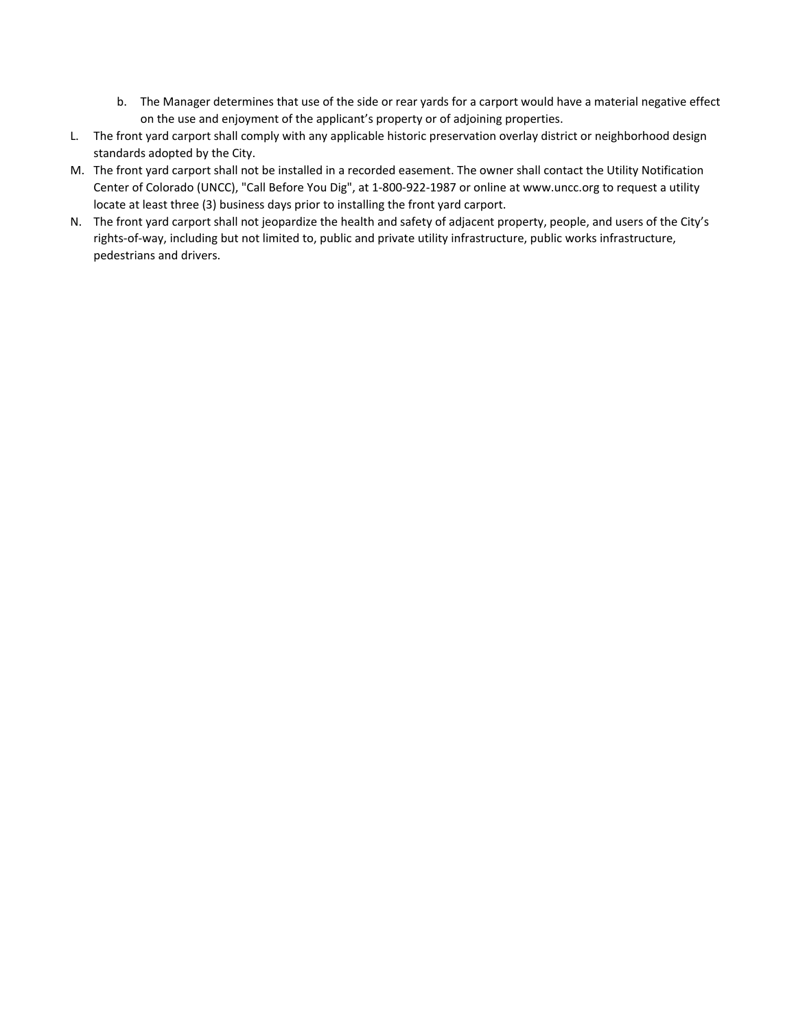b. The Manager determines that use of the side or rear yards for a carport would have a material negative effect on the use and enjoyment of the applicant's property or of adjoining properties.

L. The front yard carport shall comply with any applicable historic preservation overlay district or neighborhood design standards adopted by the City.

M. The front yard carport shall not be installed in a recorded easement. The owner shall contact the Utility Notification Center of Colorado (UNCC), "Call Before You Dig", at 1-800-922-1987 or online at www.uncc.org to request a utility locate at least three (3) business days prior to installing the front yard carport.

N. The front yard carport shall not jeopardize the health and safety of adjacent property, people, and users of the City's rights-of-way, including but not limited to, public and private utility infrastructure, public works infrastructure, pedestrians and drivers.